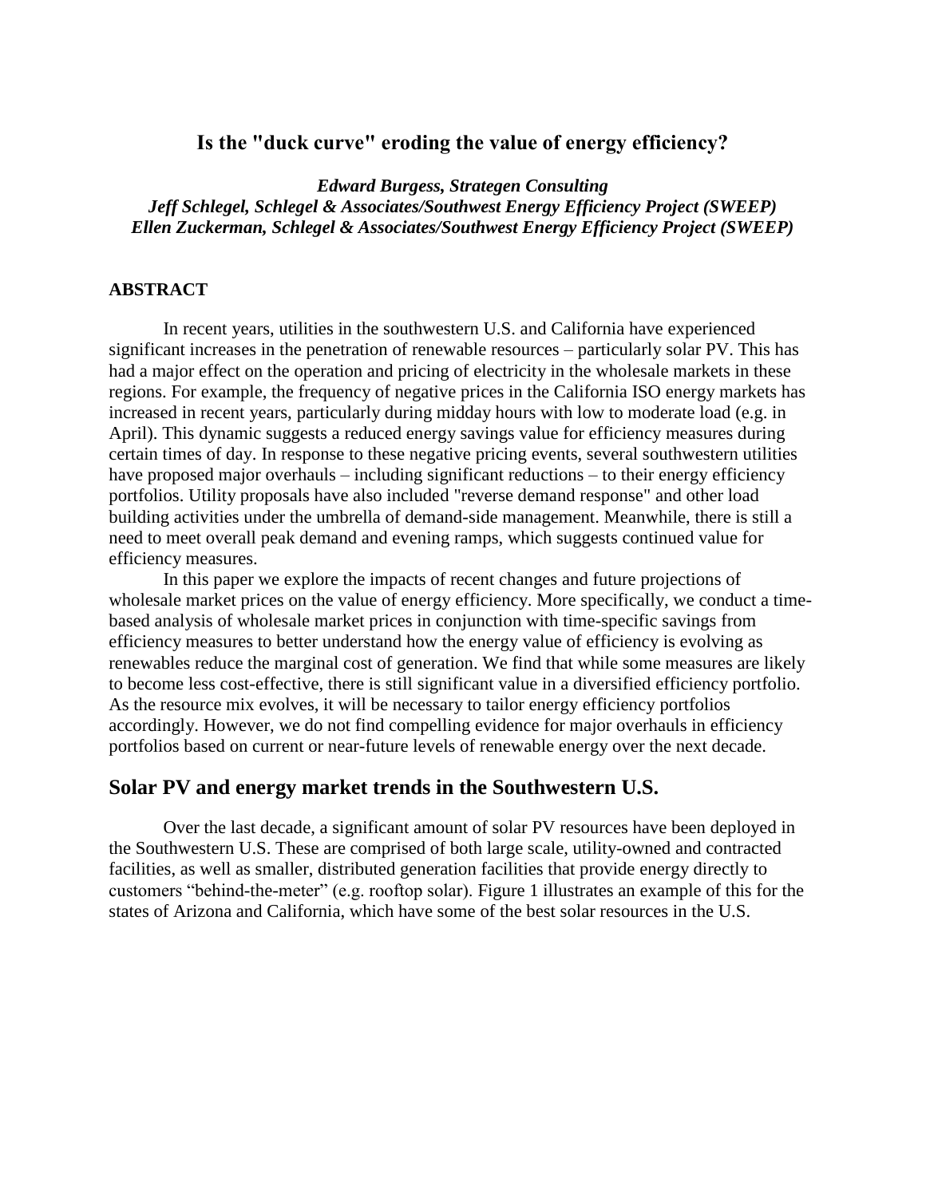# Is the "duck curve" eroding the value of energy efficiency?

***Edward Burgess, Strategen Consulting***
***Jeff Schlegel, Schlegel & Associates/Southwest Energy Efficiency Project (SWEEP)***
***Ellen Zuckerman, Schlegel & Associates/Southwest Energy Efficiency Project (SWEEP)***

### ABSTRACT

In recent years, utilities in the southwestern U.S. and California have experienced significant increases in the penetration of renewable resources – particularly solar PV. This has had a major effect on the operation and pricing of electricity in the wholesale markets in these regions. For example, the frequency of negative prices in the California ISO energy markets has increased in recent years, particularly during midday hours with low to moderate load (e.g. in April). This dynamic suggests a reduced energy savings value for efficiency measures during certain times of day. In response to these negative pricing events, several southwestern utilities have proposed major overhauls – including significant reductions – to their energy efficiency portfolios. Utility proposals have also included "reverse demand response" and other load building activities under the umbrella of demand-side management. Meanwhile, there is still a need to meet overall peak demand and evening ramps, which suggests continued value for efficiency measures.

In this paper we explore the impacts of recent changes and future projections of wholesale market prices on the value of energy efficiency. More specifically, we conduct a time-based analysis of wholesale market prices in conjunction with time-specific savings from efficiency measures to better understand how the energy value of efficiency is evolving as renewables reduce the marginal cost of generation. We find that while some measures are likely to become less cost-effective, there is still significant value in a diversified efficiency portfolio. As the resource mix evolves, it will be necessary to tailor energy efficiency portfolios accordingly. However, we do not find compelling evidence for major overhauls in efficiency portfolios based on current or near-future levels of renewable energy over the next decade.

## Solar PV and energy market trends in the Southwestern U.S.

Over the last decade, a significant amount of solar PV resources have been deployed in the Southwestern U.S. These are comprised of both large scale, utility-owned and contracted facilities, as well as smaller, distributed generation facilities that provide energy directly to customers "behind-the-meter" (e.g. rooftop solar). Figure 1 illustrates an example of this for the states of Arizona and California, which have some of the best solar resources in the U.S.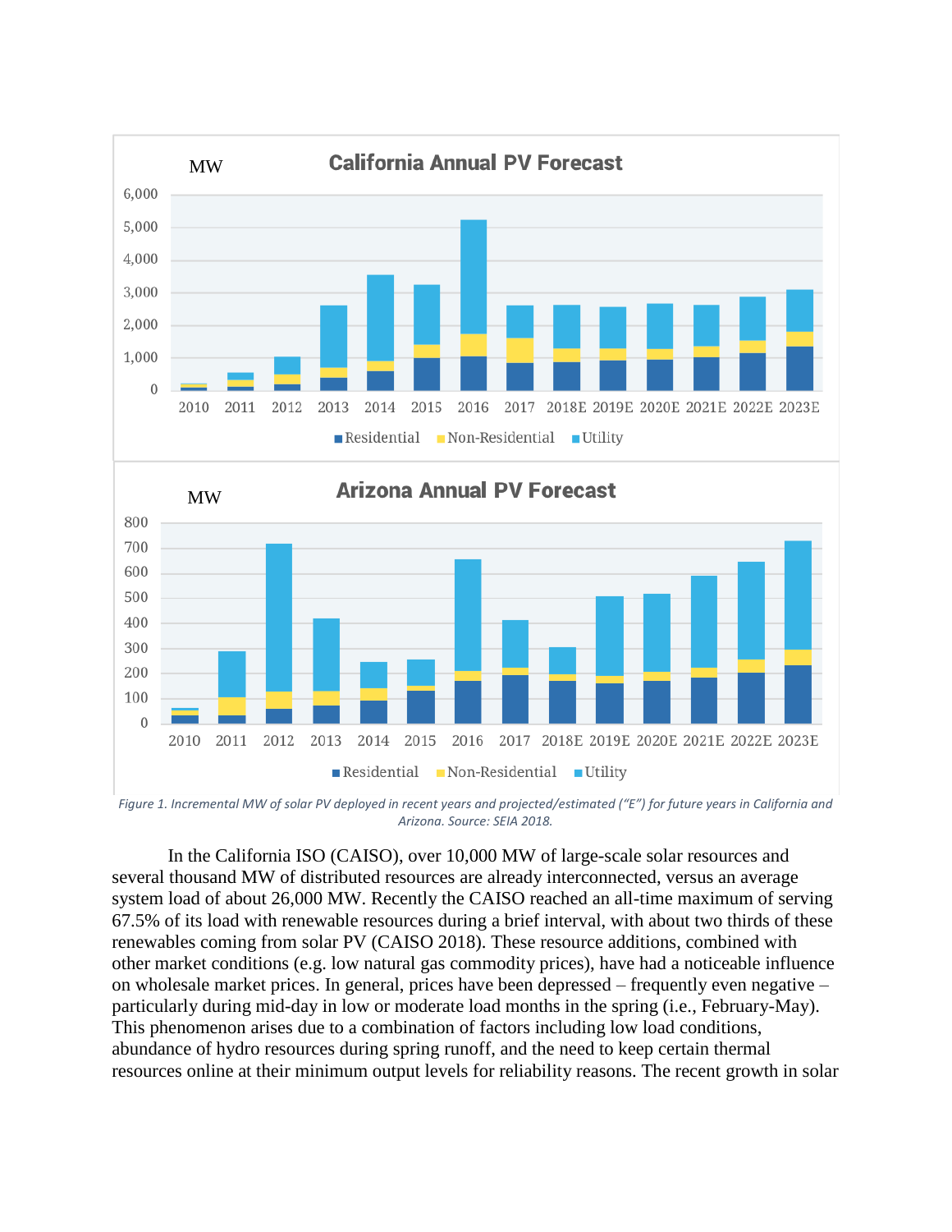Figure 1. Incremental MW of solar PV deployed in recent years and projected/estimated ("E") for future years in California and Arizona. Source: SEIA 2018.

In the California ISO (CAISO), over 10,000 MW of large-scale solar resources and several thousand MW of distributed resources are already interconnected, versus an average system load of about 26,000 MW. Recently the CAISO reached an all-time maximum of serving 67.5% of its load with renewable resources during a brief interval, with about two thirds of these renewables coming from solar PV (CAISO 2018). These resource additions, combined with other market conditions (e.g. low natural gas commodity prices), have had a noticeable influence on wholesale market prices. In general, prices have been depressed – frequently even negative – particularly during mid-day in low or moderate load months in the spring (i.e., February-May). This phenomenon arises due to a combination of factors including low load conditions, abundance of hydro resources during spring runoff, and the need to keep certain thermal resources online at their minimum output levels for reliability reasons. The recent growth in solar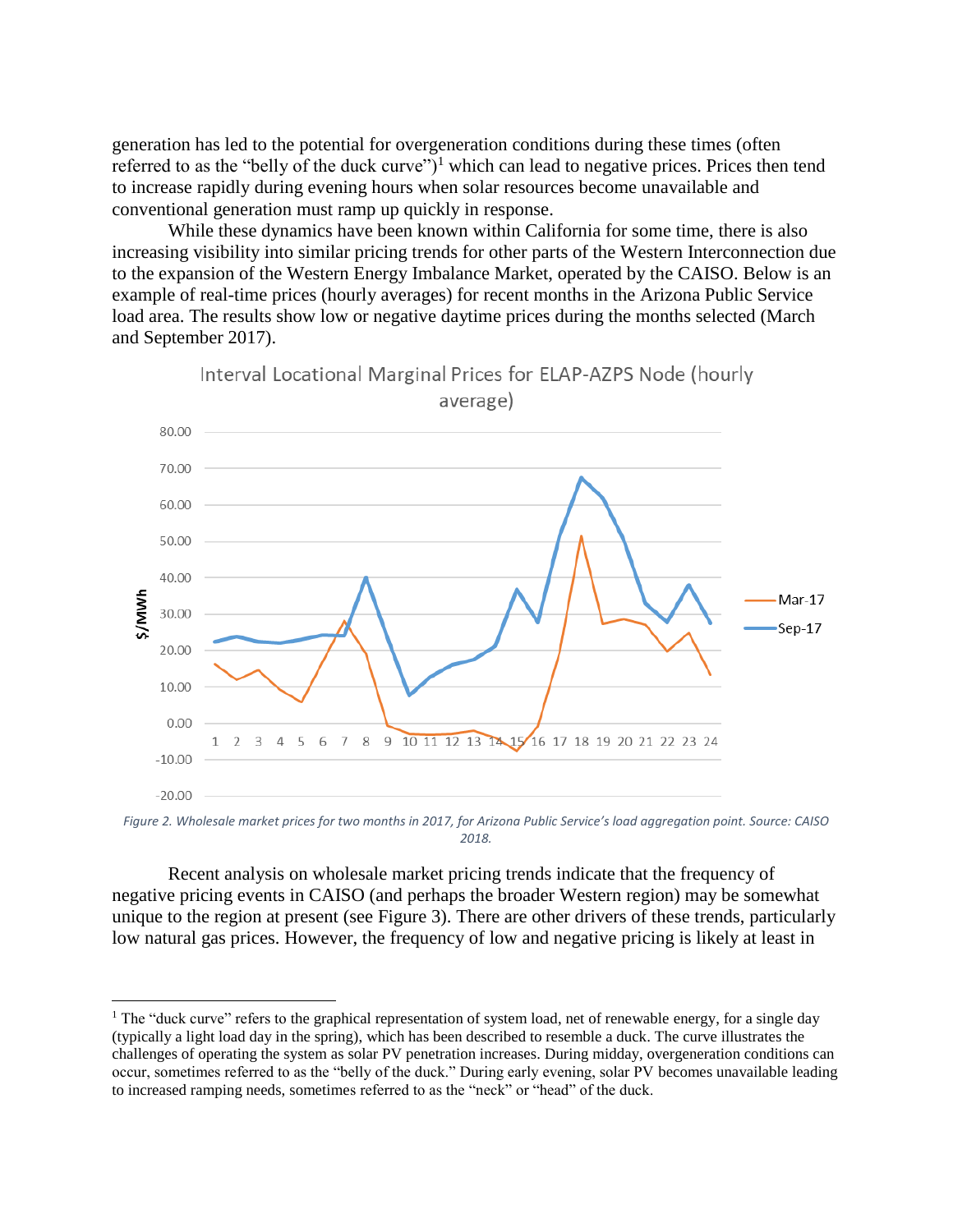generation has led to the potential for overgeneration conditions during these times (often referred to as the "belly of the duck curve")[1] which can lead to negative prices. Prices then tend to increase rapidly during evening hours when solar resources become unavailable and conventional generation must ramp up quickly in response.

While these dynamics have been known within California for some time, there is also increasing visibility into similar pricing trends for other parts of the Western Interconnection due to the expansion of the Western Energy Imbalance Market, operated by the CAISO. Below is an example of real-time prices (hourly averages) for recent months in the Arizona Public Service load area. The results show low or negative daytime prices during the months selected (March and September 2017).

*Figure 2. Wholesale market prices for two months in 2017, for Arizona Public Service's load aggregation point. Source: CAISO 2018.*

Recent analysis on wholesale market pricing trends indicate that the frequency of negative pricing events in CAISO (and perhaps the broader Western region) may be somewhat unique to the region at present (see Figure 3). There are other drivers of these trends, particularly low natural gas prices. However, the frequency of low and negative pricing is likely at least in

---

[1] The "duck curve" refers to the graphical representation of system load, net of renewable energy, for a single day (typically a light load day in the spring), which has been described to resemble a duck. The curve illustrates the challenges of operating the system as solar PV penetration increases. During midday, overgeneration conditions can occur, sometimes referred to as the "belly of the duck." During early evening, solar PV becomes unavailable leading to increased ramping needs, sometimes referred to as the "neck" or "head" of the duck.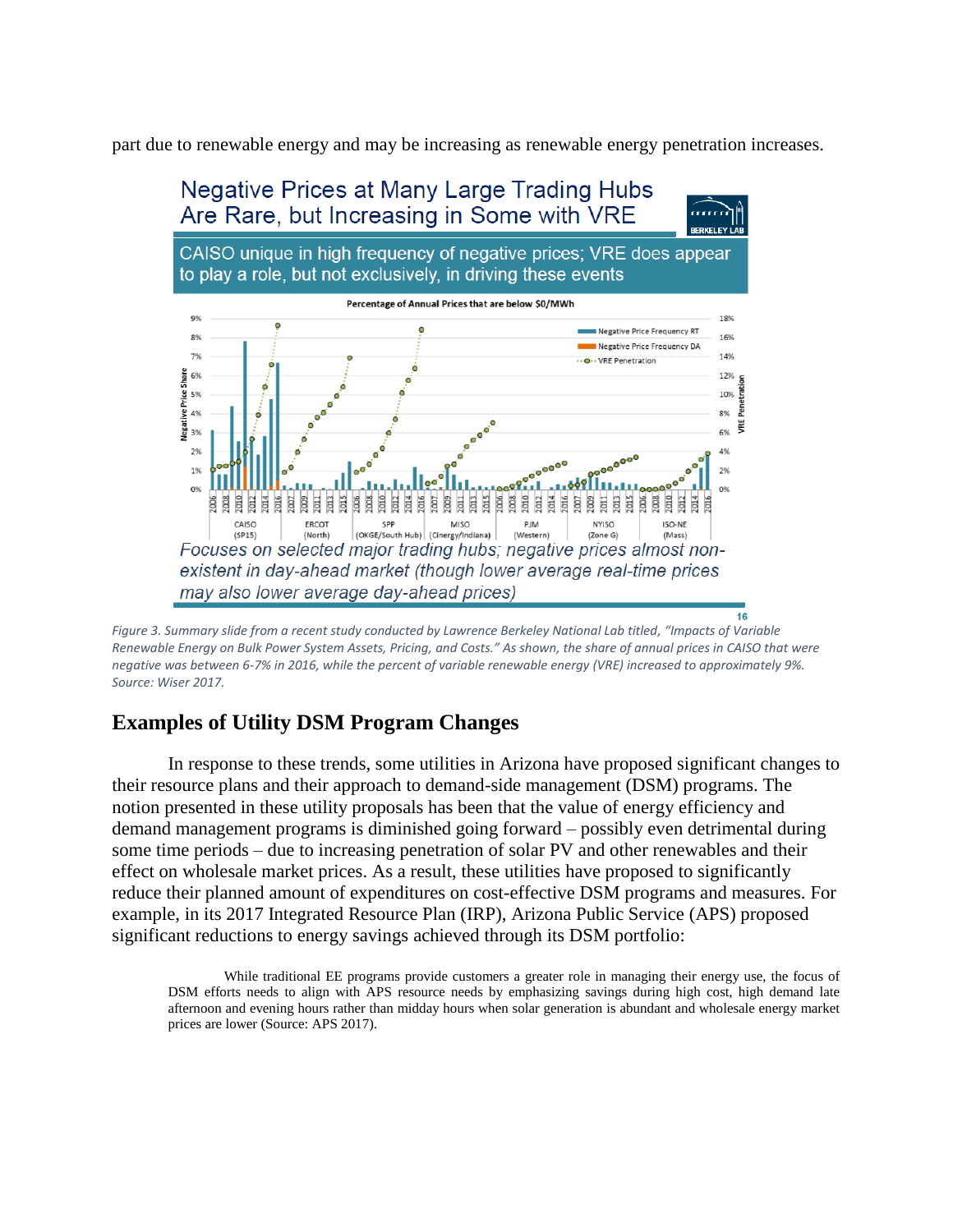part due to renewable energy and may be increasing as renewable energy penetration increases.

Figure 3. Summary slide from a recent study conducted by Lawrence Berkeley National Lab titled, "Impacts of Variable Renewable Energy on Bulk Power System Assets, Pricing, and Costs." As shown, the share of annual prices in CAISO that were negative was between 6-7% in 2016, while the percent of variable renewable energy (VRE) increased to approximately 9%. Source: Wiser 2017.

## Examples of Utility DSM Program Changes

In response to these trends, some utilities in Arizona have proposed significant changes to their resource plans and their approach to demand-side management (DSM) programs. The notion presented in these utility proposals has been that the value of energy efficiency and demand management programs is diminished going forward – possibly even detrimental during some time periods – due to increasing penetration of solar PV and other renewables and their effect on wholesale market prices. As a result, these utilities have proposed to significantly reduce their planned amount of expenditures on cost-effective DSM programs and measures. For example, in its 2017 Integrated Resource Plan (IRP), Arizona Public Service (APS) proposed significant reductions to energy savings achieved through its DSM portfolio:

> While traditional EE programs provide customers a greater role in managing their energy use, the focus of DSM efforts needs to align with APS resource needs by emphasizing savings during high cost, high demand late afternoon and evening hours rather than midday hours when solar generation is abundant and wholesale energy market prices are lower (Source: APS 2017).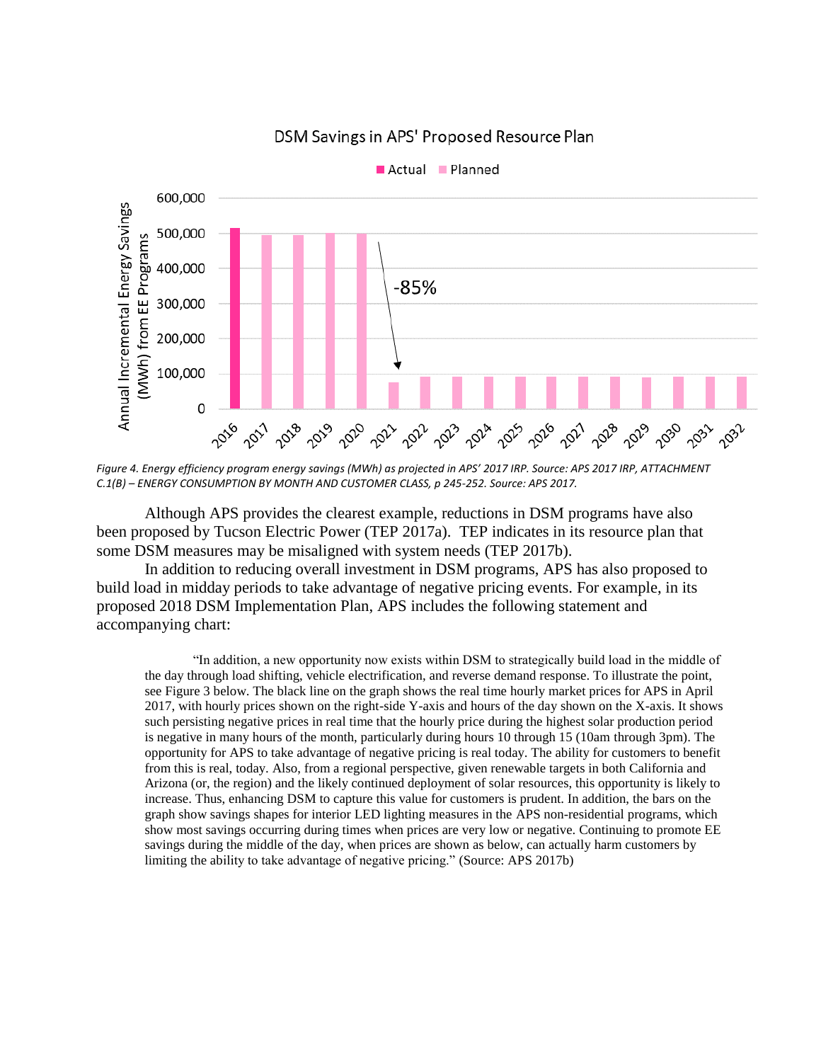*Figure 4. Energy efficiency program energy savings (MWh) as projected in APS' 2017 IRP. Source: APS 2017 IRP, ATTACHMENT C.1(B) – ENERGY CONSUMPTION BY MONTH AND CUSTOMER CLASS, p 245-252. Source: APS 2017.*

Although APS provides the clearest example, reductions in DSM programs have also been proposed by Tucson Electric Power (TEP 2017a). TEP indicates in its resource plan that some DSM measures may be misaligned with system needs (TEP 2017b).

In addition to reducing overall investment in DSM programs, APS has also proposed to build load in midday periods to take advantage of negative pricing events. For example, in its proposed 2018 DSM Implementation Plan, APS includes the following statement and accompanying chart:

> "In addition, a new opportunity now exists within DSM to strategically build load in the middle of the day through load shifting, vehicle electrification, and reverse demand response. To illustrate the point, see Figure 3 below. The black line on the graph shows the real time hourly market prices for APS in April 2017, with hourly prices shown on the right-side Y-axis and hours of the day shown on the X-axis. It shows such persisting negative prices in real time that the hourly price during the highest solar production period is negative in many hours of the month, particularly during hours 10 through 15 (10am through 3pm). The opportunity for APS to take advantage of negative pricing is real today. The ability for customers to benefit from this is real, today. Also, from a regional perspective, given renewable targets in both California and Arizona (or, the region) and the likely continued deployment of solar resources, this opportunity is likely to increase. Thus, enhancing DSM to capture this value for customers is prudent. In addition, the bars on the graph show savings shapes for interior LED lighting measures in the APS non-residential programs, which show most savings occurring during times when prices are very low or negative. Continuing to promote EE savings during the middle of the day, when prices are shown as below, can actually harm customers by limiting the ability to take advantage of negative pricing." (Source: APS 2017b)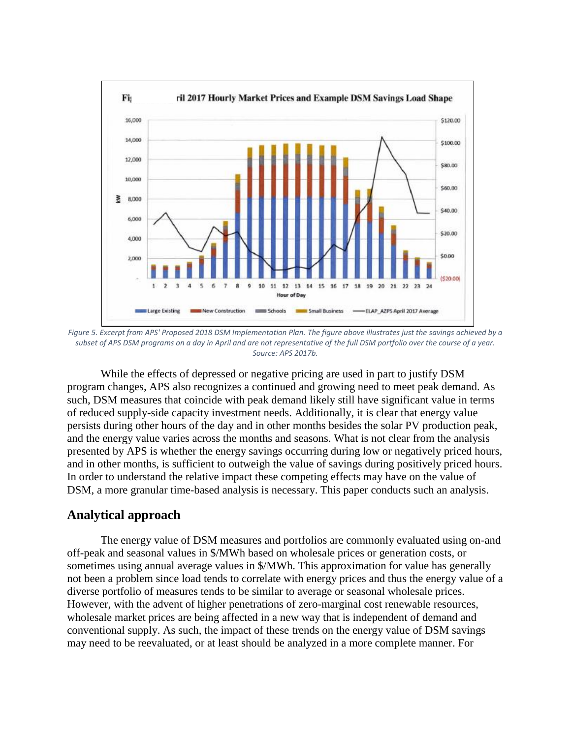*Figure 5. Excerpt from APS' Proposed 2018 DSM Implementation Plan. The figure above illustrates just the savings achieved by a subset of APS DSM programs on a day in April and are not representative of the full DSM portfolio over the course of a year. Source: APS 2017b.*

While the effects of depressed or negative pricing are used in part to justify DSM program changes, APS also recognizes a continued and growing need to meet peak demand. As such, DSM measures that coincide with peak demand likely still have significant value in terms of reduced supply-side capacity investment needs. Additionally, it is clear that energy value persists during other hours of the day and in other months besides the solar PV production peak, and the energy value varies across the months and seasons. What is not clear from the analysis presented by APS is whether the energy savings occurring during low or negatively priced hours, and in other months, is sufficient to outweigh the value of savings during positively priced hours. In order to understand the relative impact these competing effects may have on the value of DSM, a more granular time-based analysis is necessary. This paper conducts such an analysis.

## Analytical approach

The energy value of DSM measures and portfolios are commonly evaluated using on-and off-peak and seasonal values in $/MWh based on wholesale prices or generation costs, or sometimes using annual average values in $/MWh. This approximation for value has generally not been a problem since load tends to correlate with energy prices and thus the energy value of a diverse portfolio of measures tends to be similar to average or seasonal wholesale prices. However, with the advent of higher penetrations of zero-marginal cost renewable resources, wholesale market prices are being affected in a new way that is independent of demand and conventional supply. As such, the impact of these trends on the energy value of DSM savings may need to be reevaluated, or at least should be analyzed in a more complete manner. For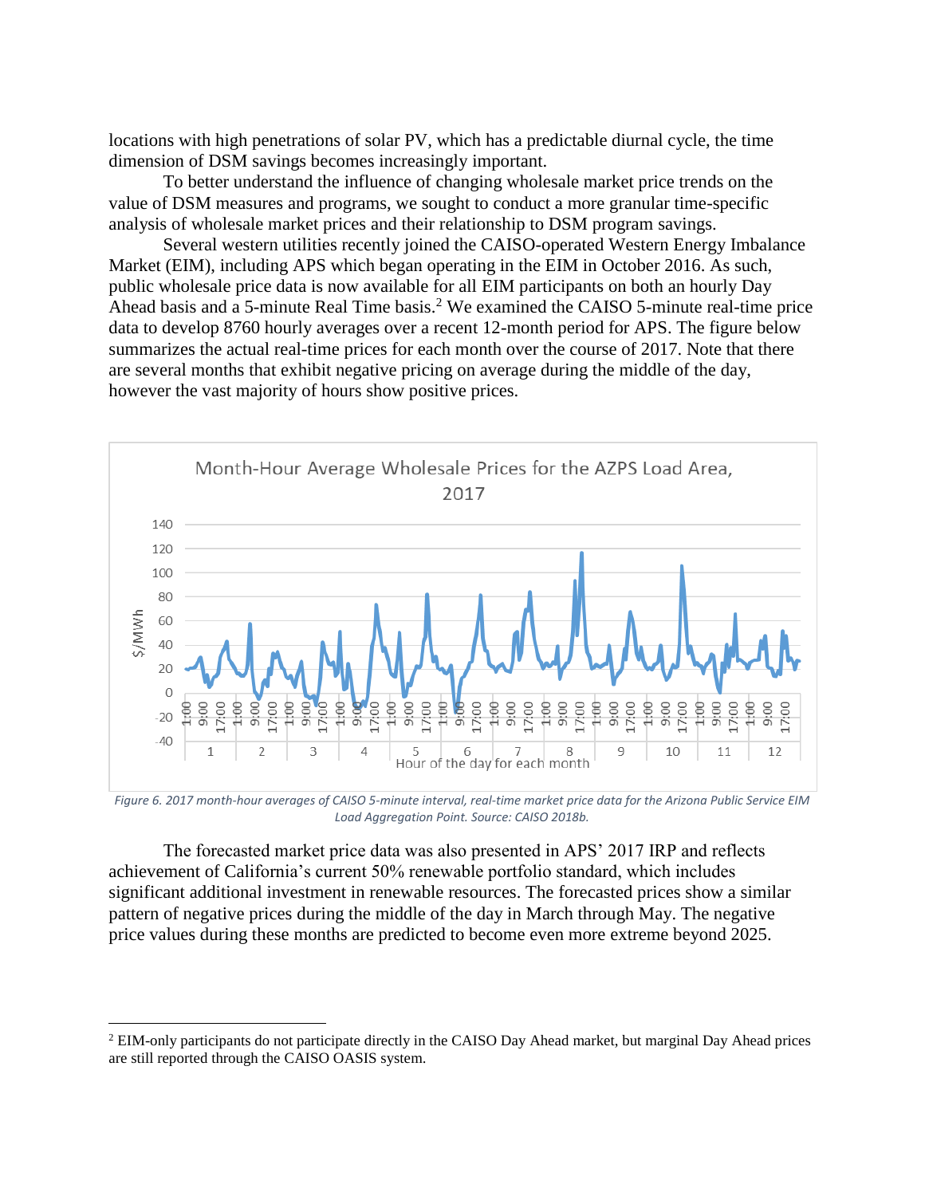locations with high penetrations of solar PV, which has a predictable diurnal cycle, the time dimension of DSM savings becomes increasingly important.

To better understand the influence of changing wholesale market price trends on the value of DSM measures and programs, we sought to conduct a more granular time-specific analysis of wholesale market prices and their relationship to DSM program savings.

Several western utilities recently joined the CAISO-operated Western Energy Imbalance Market (EIM), including APS which began operating in the EIM in October 2016. As such, public wholesale price data is now available for all EIM participants on both an hourly Day Ahead basis and a 5-minute Real Time basis.[2] We examined the CAISO 5-minute real-time price data to develop 8760 hourly averages over a recent 12-month period for APS. The figure below summarizes the actual real-time prices for each month over the course of 2017. Note that there are several months that exhibit negative pricing on average during the middle of the day, however the vast majority of hours show positive prices.

*Figure 6. 2017 month-hour averages of CAISO 5-minute interval, real-time market price data for the Arizona Public Service EIM Load Aggregation Point. Source: CAISO 2018b.*

The forecasted market price data was also presented in APS' 2017 IRP and reflects achievement of California's current 50% renewable portfolio standard, which includes significant additional investment in renewable resources. The forecasted prices show a similar pattern of negative prices during the middle of the day in March through May. The negative price values during these months are predicted to become even more extreme beyond 2025.

---

[2] EIM-only participants do not participate directly in the CAISO Day Ahead market, but marginal Day Ahead prices are still reported through the CAISO OASIS system.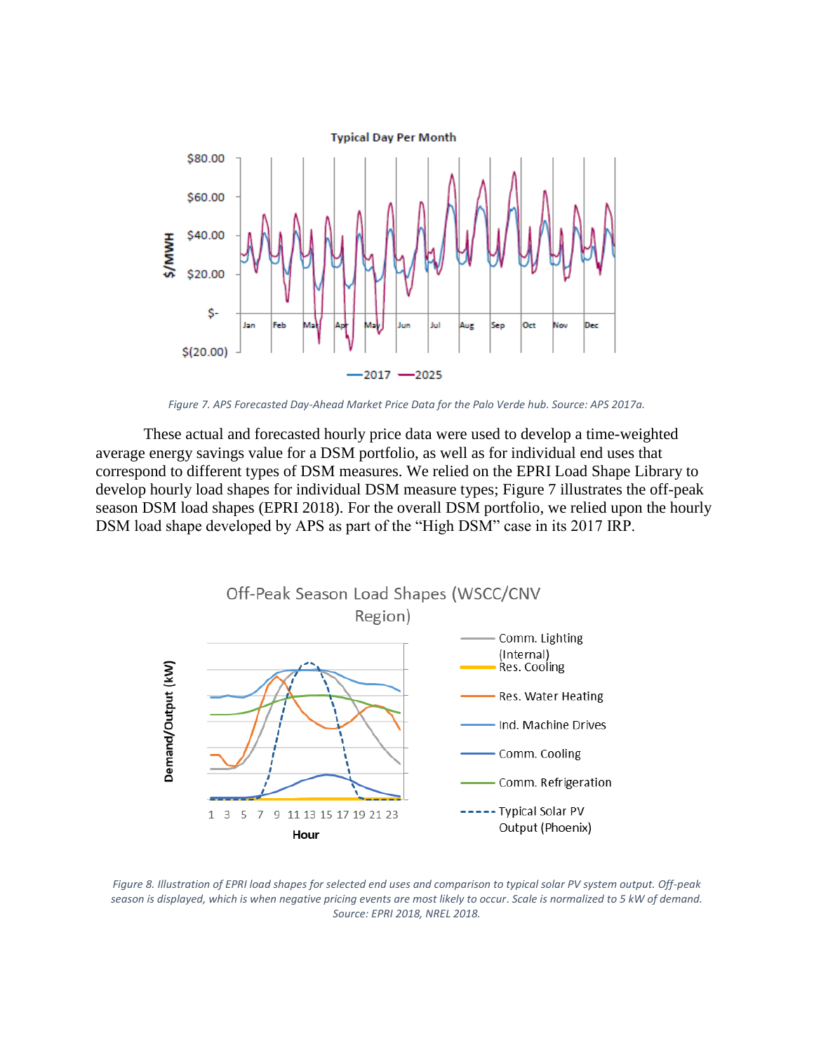*Figure 7. APS Forecasted Day-Ahead Market Price Data for the Palo Verde hub. Source: APS 2017a.*

These actual and forecasted hourly price data were used to develop a time-weighted average energy savings value for a DSM portfolio, as well as for individual end uses that correspond to different types of DSM measures. We relied on the EPRI Load Shape Library to develop hourly load shapes for individual DSM measure types; Figure 7 illustrates the off-peak season DSM load shapes (EPRI 2018). For the overall DSM portfolio, we relied upon the hourly DSM load shape developed by APS as part of the "High DSM" case in its 2017 IRP.

*Figure 8. Illustration of EPRI load shapes for selected end uses and comparison to typical solar PV system output. Off-peak season is displayed, which is when negative pricing events are most likely to occur. Scale is normalized to 5 kW of demand. Source: EPRI 2018, NREL 2018.*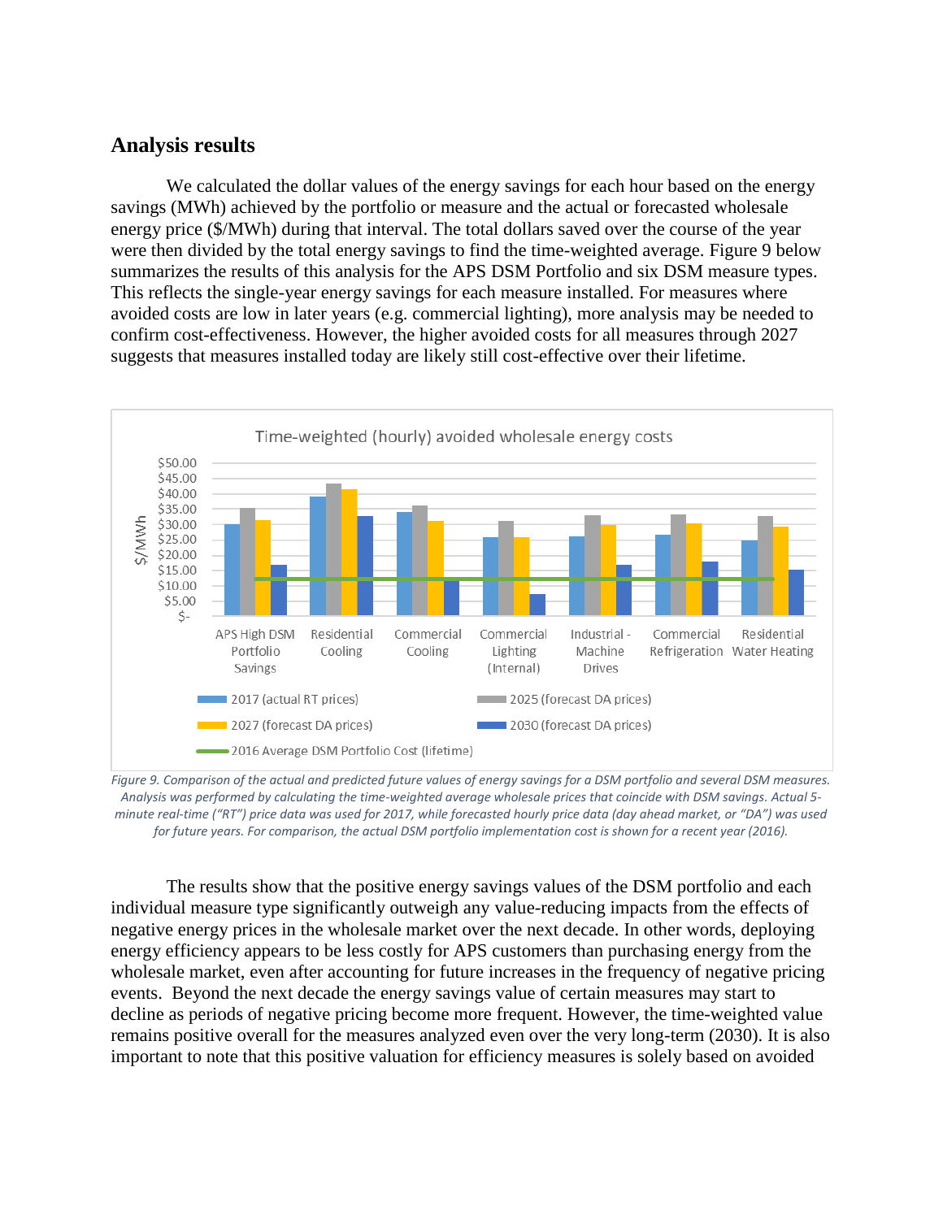## Analysis results

We calculated the dollar values of the energy savings for each hour based on the energy savings (MWh) achieved by the portfolio or measure and the actual or forecasted wholesale energy price ($/MWh) during that interval. The total dollars saved over the course of the year were then divided by the total energy savings to find the time-weighted average. Figure 9 below summarizes the results of this analysis for the APS DSM Portfolio and six DSM measure types. This reflects the single-year energy savings for each measure installed. For measures where avoided costs are low in later years (e.g. commercial lighting), more analysis may be needed to confirm cost-effectiveness. However, the higher avoided costs for all measures through 2027 suggests that measures installed today are likely still cost-effective over their lifetime.

*Figure 9. Comparison of the actual and predicted future values of energy savings for a DSM portfolio and several DSM measures. Analysis was performed by calculating the time-weighted average wholesale prices that coincide with DSM savings. Actual 5-minute real-time ("RT") price data was used for 2017, while forecasted hourly price data (day ahead market, or "DA") was used for future years. For comparison, the actual DSM portfolio implementation cost is shown for a recent year (2016).*

The results show that the positive energy savings values of the DSM portfolio and each individual measure type significantly outweigh any value-reducing impacts from the effects of negative energy prices in the wholesale market over the next decade. In other words, deploying energy efficiency appears to be less costly for APS customers than purchasing energy from the wholesale market, even after accounting for future increases in the frequency of negative pricing events. Beyond the next decade the energy savings value of certain measures may start to decline as periods of negative pricing become more frequent. However, the time-weighted value remains positive overall for the measures analyzed even over the very long-term (2030). It is also important to note that this positive valuation for efficiency measures is solely based on avoided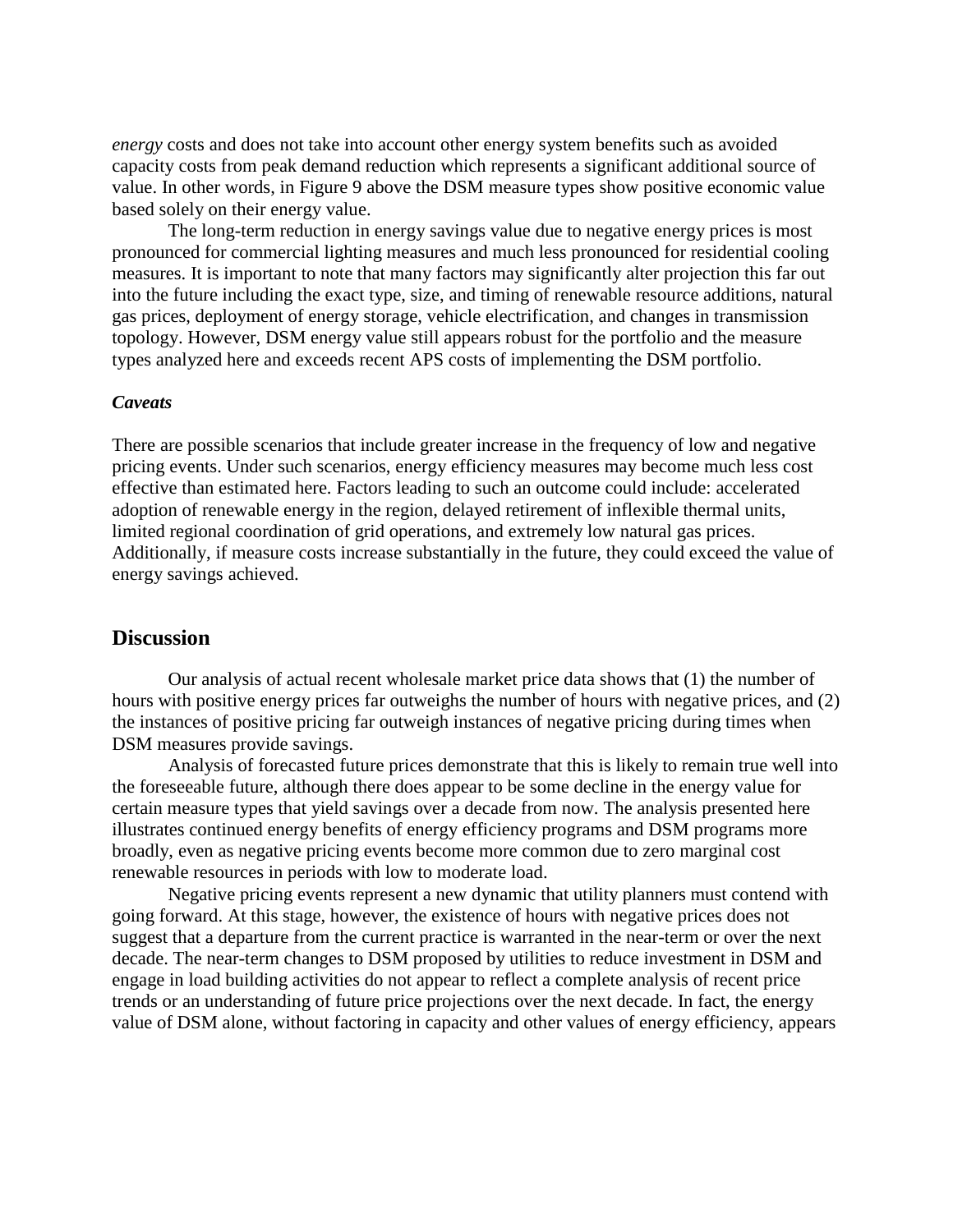*energy* costs and does not take into account other energy system benefits such as avoided capacity costs from peak demand reduction which represents a significant additional source of value. In other words, in Figure 9 above the DSM measure types show positive economic value based solely on their energy value.

The long-term reduction in energy savings value due to negative energy prices is most pronounced for commercial lighting measures and much less pronounced for residential cooling measures. It is important to note that many factors may significantly alter projection this far out into the future including the exact type, size, and timing of renewable resource additions, natural gas prices, deployment of energy storage, vehicle electrification, and changes in transmission topology. However, DSM energy value still appears robust for the portfolio and the measure types analyzed here and exceeds recent APS costs of implementing the DSM portfolio.

### *Caveats*

There are possible scenarios that include greater increase in the frequency of low and negative pricing events. Under such scenarios, energy efficiency measures may become much less cost effective than estimated here. Factors leading to such an outcome could include: accelerated adoption of renewable energy in the region, delayed retirement of inflexible thermal units, limited regional coordination of grid operations, and extremely low natural gas prices. Additionally, if measure costs increase substantially in the future, they could exceed the value of energy savings achieved.

## Discussion

Our analysis of actual recent wholesale market price data shows that (1) the number of hours with positive energy prices far outweighs the number of hours with negative prices, and (2) the instances of positive pricing far outweigh instances of negative pricing during times when DSM measures provide savings.

Analysis of forecasted future prices demonstrate that this is likely to remain true well into the foreseeable future, although there does appear to be some decline in the energy value for certain measure types that yield savings over a decade from now. The analysis presented here illustrates continued energy benefits of energy efficiency programs and DSM programs more broadly, even as negative pricing events become more common due to zero marginal cost renewable resources in periods with low to moderate load.

Negative pricing events represent a new dynamic that utility planners must contend with going forward. At this stage, however, the existence of hours with negative prices does not suggest that a departure from the current practice is warranted in the near-term or over the next decade. The near-term changes to DSM proposed by utilities to reduce investment in DSM and engage in load building activities do not appear to reflect a complete analysis of recent price trends or an understanding of future price projections over the next decade. In fact, the energy value of DSM alone, without factoring in capacity and other values of energy efficiency, appears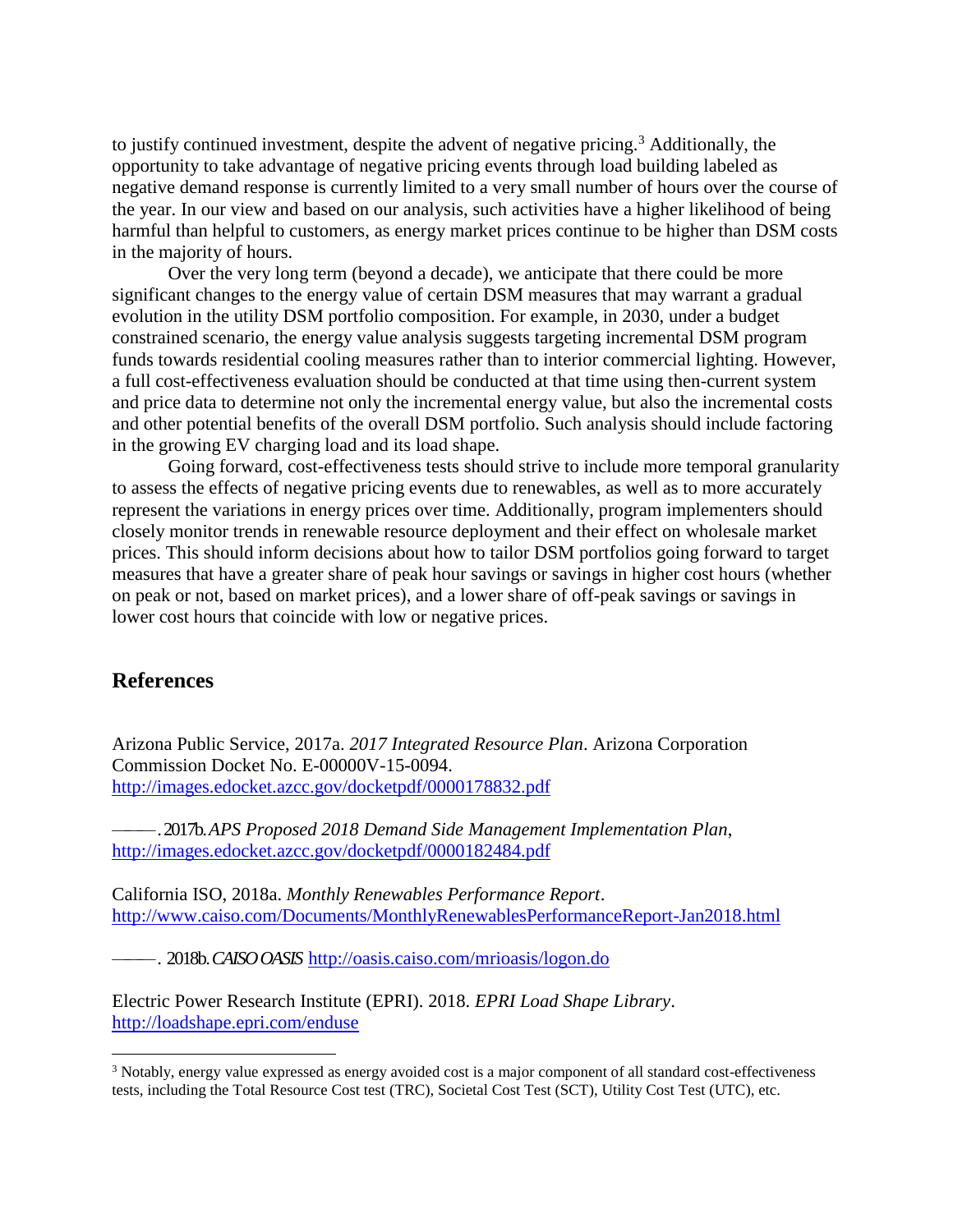to justify continued investment, despite the advent of negative pricing.[3] Additionally, the opportunity to take advantage of negative pricing events through load building labeled as negative demand response is currently limited to a very small number of hours over the course of the year. In our view and based on our analysis, such activities have a higher likelihood of being harmful than helpful to customers, as energy market prices continue to be higher than DSM costs in the majority of hours.

Over the very long term (beyond a decade), we anticipate that there could be more significant changes to the energy value of certain DSM measures that may warrant a gradual evolution in the utility DSM portfolio composition. For example, in 2030, under a budget constrained scenario, the energy value analysis suggests targeting incremental DSM program funds towards residential cooling measures rather than to interior commercial lighting. However, a full cost-effectiveness evaluation should be conducted at that time using then-current system and price data to determine not only the incremental energy value, but also the incremental costs and other potential benefits of the overall DSM portfolio. Such analysis should include factoring in the growing EV charging load and its load shape.

Going forward, cost-effectiveness tests should strive to include more temporal granularity to assess the effects of negative pricing events due to renewables, as well as to more accurately represent the variations in energy prices over time. Additionally, program implementers should closely monitor trends in renewable resource deployment and their effect on wholesale market prices. This should inform decisions about how to tailor DSM portfolios going forward to target measures that have a greater share of peak hour savings or savings in higher cost hours (whether on peak or not, based on market prices), and a lower share of off-peak savings or savings in lower cost hours that coincide with low or negative prices.

## References

Arizona Public Service, 2017a. *2017 Integrated Resource Plan*. Arizona Corporation Commission Docket No. E-00000V-15-0094. http://images.edocket.azcc.gov/docketpdf/0000178832.pdf

———. 2017b. *APS Proposed 2018 Demand Side Management Implementation Plan*, http://images.edocket.azcc.gov/docketpdf/0000182484.pdf

California ISO, 2018a. *Monthly Renewables Performance Report*. http://www.caiso.com/Documents/MonthlyRenewablesPerformanceReport-Jan2018.html

———. 2018b. *CAISO OASIS* http://oasis.caiso.com/mrioasis/logon.do

Electric Power Research Institute (EPRI). 2018. *EPRI Load Shape Library*. http://loadshape.epri.com/enduse

[3] Notably, energy value expressed as energy avoided cost is a major component of all standard cost-effectiveness tests, including the Total Resource Cost test (TRC), Societal Cost Test (SCT), Utility Cost Test (UTC), etc.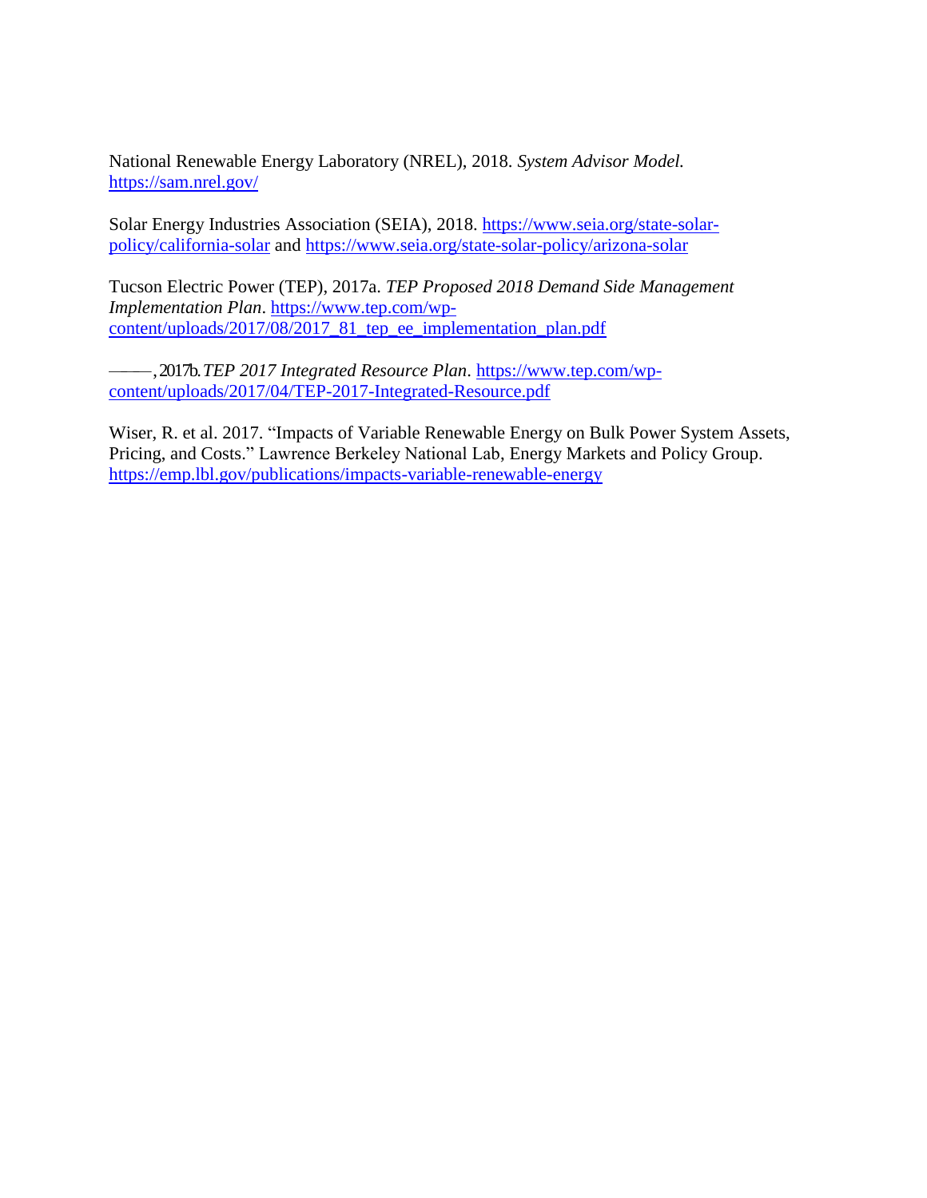National Renewable Energy Laboratory (NREL), 2018. *System Advisor Model.* https://sam.nrel.gov/

Solar Energy Industries Association (SEIA), 2018. https://www.seia.org/state-solar-policy/california-solar and https://www.seia.org/state-solar-policy/arizona-solar

Tucson Electric Power (TEP), 2017a. *TEP Proposed 2018 Demand Side Management Implementation Plan*. https://www.tep.com/wp-content/uploads/2017/08/2017_81_tep_ee_implementation_plan.pdf

———, 2017b. *TEP 2017 Integrated Resource Plan*. https://www.tep.com/wp-content/uploads/2017/04/TEP-2017-Integrated-Resource.pdf

Wiser, R. et al. 2017. "Impacts of Variable Renewable Energy on Bulk Power System Assets, Pricing, and Costs." Lawrence Berkeley National Lab, Energy Markets and Policy Group. https://emp.lbl.gov/publications/impacts-variable-renewable-energy